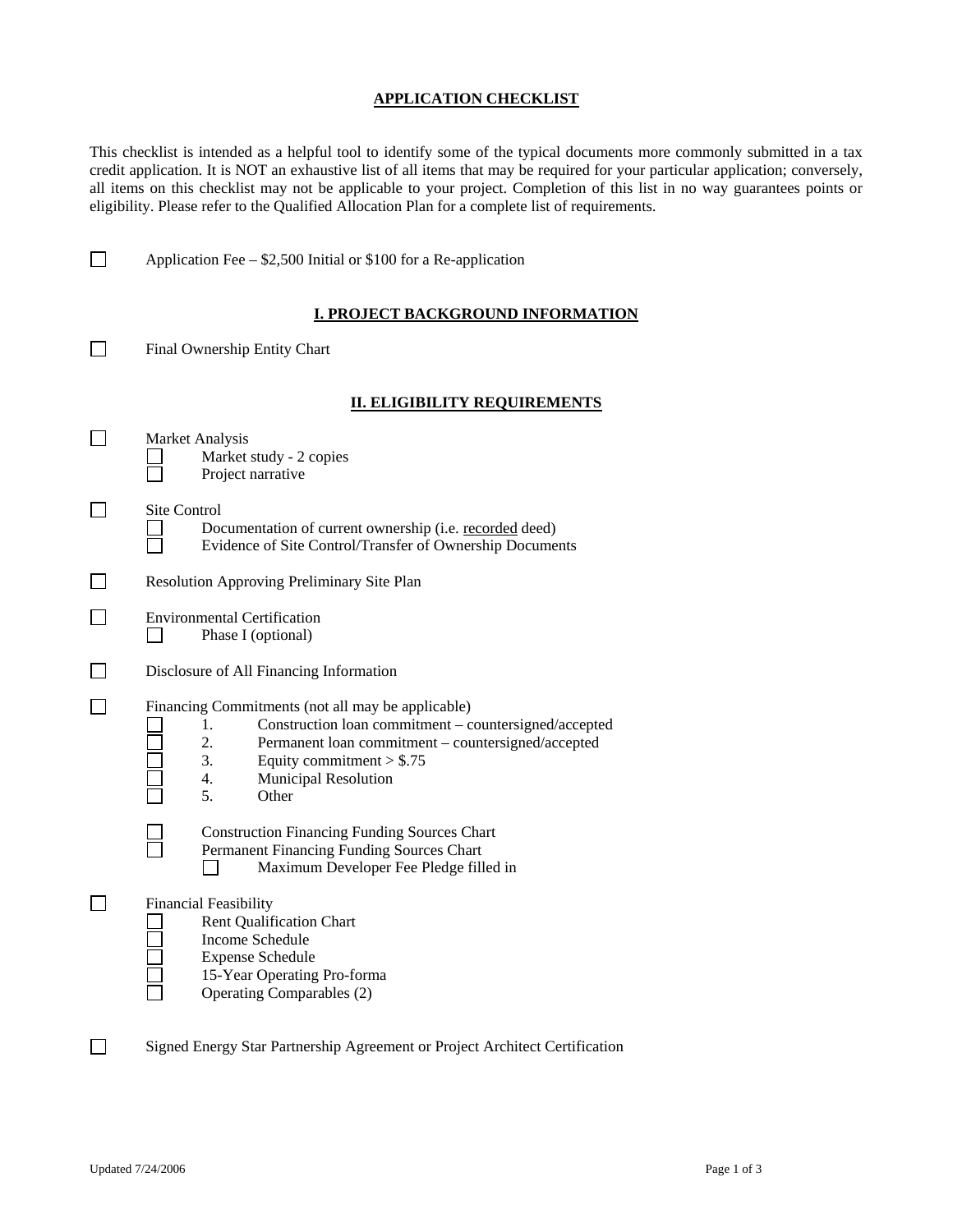## APPLICATION CHECKLIST

This checklist is intended as a helpful tool to identify some of the typical documents more commonly submitted in a tax credit application. It is NOT an exhaustive list of all items that may be required for your particular application; conversely, all items on this checklist may not be applicable to your project. Completion of this list in no way guarantees points or eligibility. Please refer to the Qualified Allocation Plan for a complete list of requirements.

- [ ] Application Fee – $2,500 Initial or $100 for a Re-application

### I. PROJECT BACKGROUND INFORMATION

- [ ] Final Ownership Entity Chart

### II. ELIGIBILITY REQUIREMENTS

- [ ] Market Analysis
  - [ ] Market study - 2 copies
  - [ ] Project narrative
- [ ] Site Control
  - [ ] Documentation of current ownership (i.e. <u>recorded</u> deed)
  - [ ] Evidence of Site Control/Transfer of Ownership Documents
- [ ] Resolution Approving Preliminary Site Plan
- [ ] Environmental Certification
  - [ ] Phase I (optional)
- [ ] Disclosure of All Financing Information
- [ ] Financing Commitments (not all may be applicable)
  - [ ] 1. Construction loan commitment – countersigned/accepted
  - [ ] 2. Permanent loan commitment – countersigned/accepted
  - [ ] 3. Equity commitment > $.75
  - [ ] 4. Municipal Resolution
  - [ ] 5. Other
  - [ ] Construction Financing Funding Sources Chart
  - [ ] Permanent Financing Funding Sources Chart
    - [ ] Maximum Developer Fee Pledge filled in
- [ ] Financial Feasibility
  - [ ] Rent Qualification Chart
  - [ ] Income Schedule
  - [ ] Expense Schedule
  - [ ] 15-Year Operating Pro-forma
  - [ ] Operating Comparables (2)
- [ ] Signed Energy Star Partnership Agreement or Project Architect Certification

Updated 7/24/2006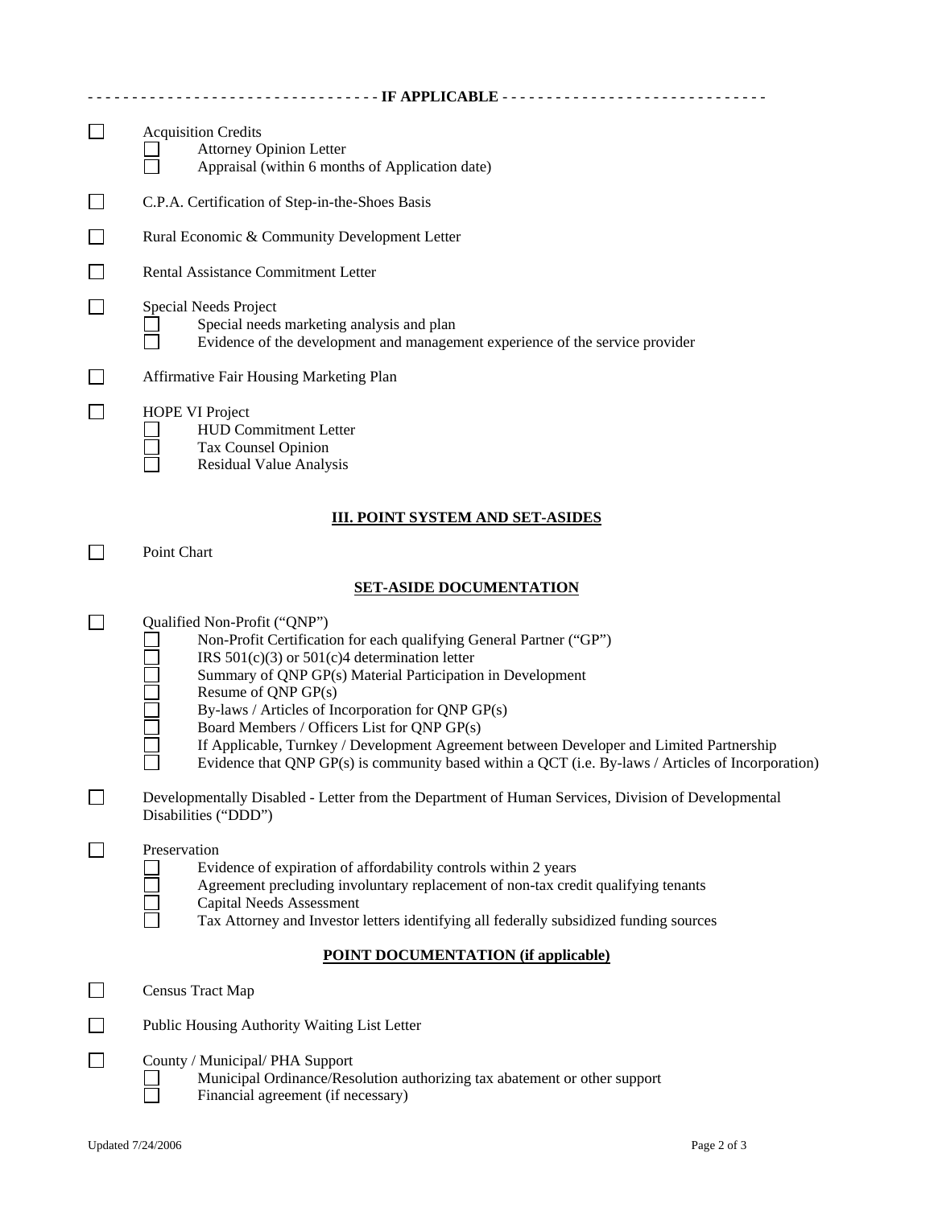- - - - - - - - - - - - - - - - - - - - - - - - - - - - - - - - **IF APPLICABLE** - - - - - - - - - - - - - - - - - - - - - - - - - - - - - -

- ☐ Acquisition Credits
  - ☐ Attorney Opinion Letter
  - ☐ Appraisal (within 6 months of Application date)
- ☐ C.P.A. Certification of Step-in-the-Shoes Basis
- ☐ Rural Economic & Community Development Letter
- ☐ Rental Assistance Commitment Letter
- ☐ Special Needs Project
  - ☐ Special needs marketing analysis and plan
  - ☐ Evidence of the development and management experience of the service provider
- ☐ Affirmative Fair Housing Marketing Plan
- ☐ HOPE VI Project
  - ☐ HUD Commitment Letter
  - ☐ Tax Counsel Opinion
  - ☐ Residual Value Analysis

## III. POINT SYSTEM AND SET-ASIDES

- ☐ Point Chart

### SET-ASIDE DOCUMENTATION

- ☐ Qualified Non-Profit ("QNP")
  - ☐ Non-Profit Certification for each qualifying General Partner ("GP")
  - ☐ IRS 501(c)(3) or 501(c)4 determination letter
  - ☐ Summary of QNP GP(s) Material Participation in Development
  - ☐ Resume of QNP GP(s)
  - ☐ By-laws / Articles of Incorporation for QNP GP(s)
  - ☐ Board Members / Officers List for QNP GP(s)
  - ☐ If Applicable, Turnkey / Development Agreement between Developer and Limited Partnership
  - ☐ Evidence that QNP GP(s) is community based within a QCT (i.e. By-laws / Articles of Incorporation)
- ☐ Developmentally Disabled - Letter from the Department of Human Services, Division of Developmental Disabilities ("DDD")
- ☐ Preservation
  - ☐ Evidence of expiration of affordability controls within 2 years
  - ☐ Agreement precluding involuntary replacement of non-tax credit qualifying tenants
  - ☐ Capital Needs Assessment
  - ☐ Tax Attorney and Investor letters identifying all federally subsidized funding sources

### POINT DOCUMENTATION (if applicable)

- ☐ Census Tract Map
- ☐ Public Housing Authority Waiting List Letter
- ☐ County / Municipal/ PHA Support
  - ☐ Municipal Ordinance/Resolution authorizing tax abatement or other support
  - ☐ Financial agreement (if necessary)

Updated 7/24/2006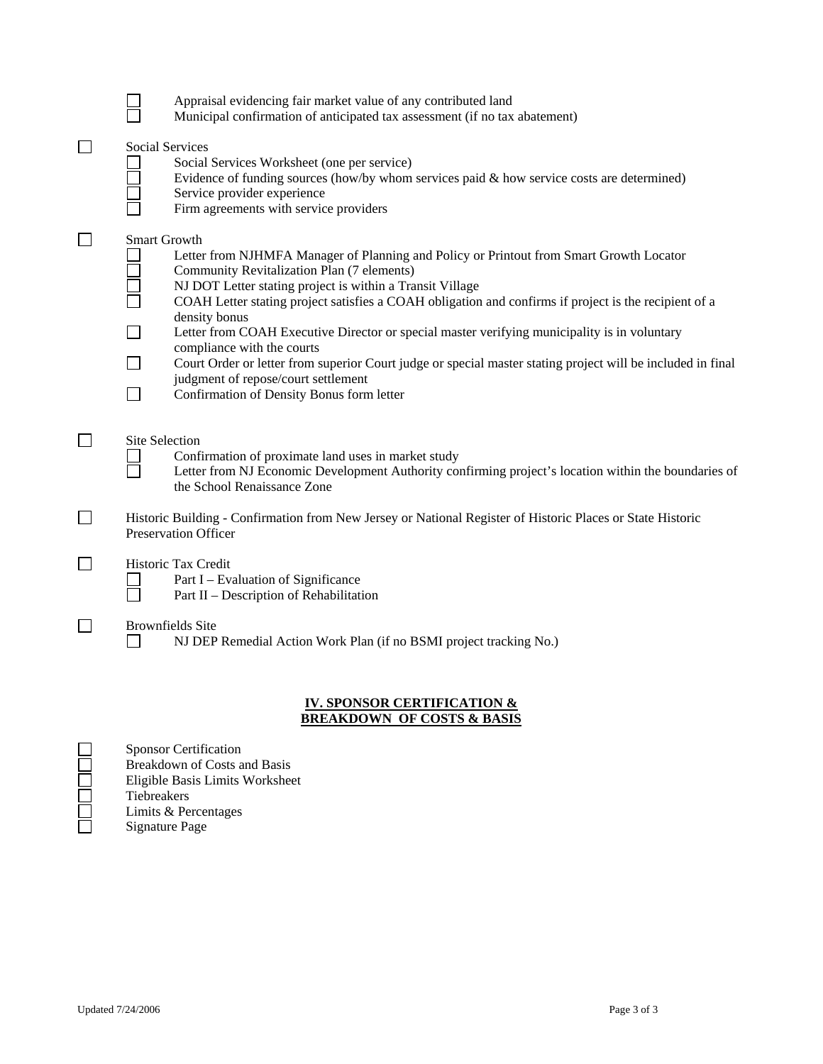- [ ] Appraisal evidencing fair market value of any contributed land
- [ ] Municipal confirmation of anticipated tax assessment (if no tax abatement)

- [ ] Social Services
  - [ ] Social Services Worksheet (one per service)
  - [ ] Evidence of funding sources (how/by whom services paid & how service costs are determined)
  - [ ] Service provider experience
  - [ ] Firm agreements with service providers

- [ ] Smart Growth
  - [ ] Letter from NJHMFA Manager of Planning and Policy or Printout from Smart Growth Locator
  - [ ] Community Revitalization Plan (7 elements)
  - [ ] NJ DOT Letter stating project is within a Transit Village
  - [ ] COAH Letter stating project satisfies a COAH obligation and confirms if project is the recipient of a density bonus
  - [ ] Letter from COAH Executive Director or special master verifying municipality is in voluntary compliance with the courts
  - [ ] Court Order or letter from superior Court judge or special master stating project will be included in final judgment of repose/court settlement
  - [ ] Confirmation of Density Bonus form letter

- [ ] Site Selection
  - [ ] Confirmation of proximate land uses in market study
  - [ ] Letter from NJ Economic Development Authority confirming project's location within the boundaries of the School Renaissance Zone

- [ ] Historic Building - Confirmation from New Jersey or National Register of Historic Places or State Historic Preservation Officer

- [ ] Historic Tax Credit
  - [ ] Part I – Evaluation of Significance
  - [ ] Part II – Description of Rehabilitation

- [ ] Brownfields Site
  - [ ] NJ DEP Remedial Action Work Plan (if no BSMI project tracking No.)

## IV. SPONSOR CERTIFICATION & BREAKDOWN OF COSTS & BASIS

- [ ] Sponsor Certification
- [ ] Breakdown of Costs and Basis
- [ ] Eligible Basis Limits Worksheet
- [ ] Tiebreakers
- [ ] Limits & Percentages
- [ ] Signature Page

Updated 7/24/2006